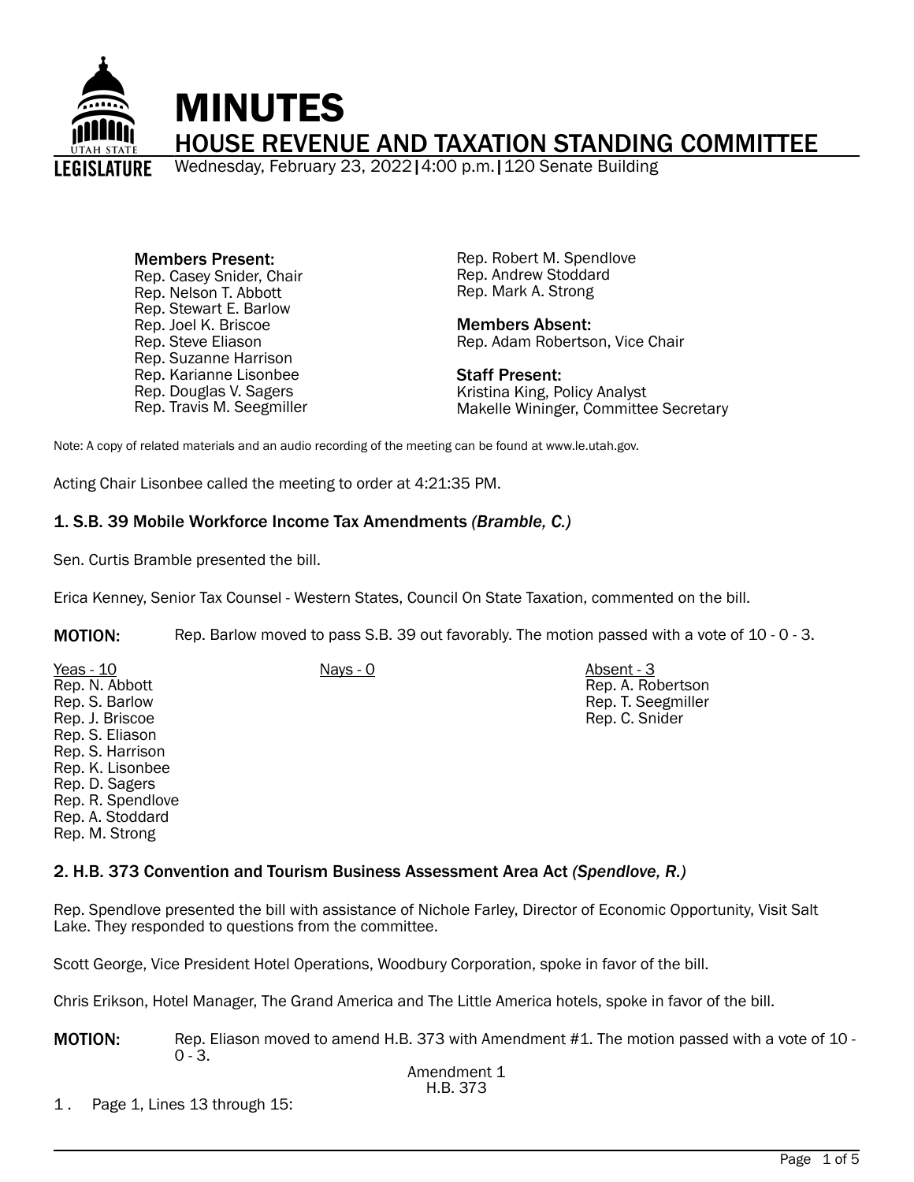# MINUTES

## HOUSE REVENUE AND TAXATION STANDING COMMITTEE

Wednesday, February 23, 2022 | 4:00 p.m. | 120 Senate Building

**Members Present:**
Rep. Casey Snider, Chair
Rep. Nelson T. Abbott
Rep. Stewart E. Barlow
Rep. Joel K. Briscoe
Rep. Steve Eliason
Rep. Suzanne Harrison
Rep. Karianne Lisonbee
Rep. Douglas V. Sagers
Rep. Travis M. Seegmiller
Rep. Robert M. Spendlove
Rep. Andrew Stoddard
Rep. Mark A. Strong

**Members Absent:**
Rep. Adam Robertson, Vice Chair

**Staff Present:**
Kristina King, Policy Analyst
Makelle Wininger, Committee Secretary

Note: A copy of related materials and an audio recording of the meeting can be found at www.le.utah.gov.

Acting Chair Lisonbee called the meeting to order at 4:21:35 PM.

### 1. S.B. 39 Mobile Workforce Income Tax Amendments *(Bramble, C.)*

Sen. Curtis Bramble presented the bill.

Erica Kenney, Senior Tax Counsel - Western States, Council On State Taxation, commented on the bill.

**MOTION:** Rep. Barlow moved to pass S.B. 39 out favorably. The motion passed with a vote of 10 - 0 - 3.

| Yeas - 10 | Nays - 0 | Absent - 3 |
|---|---|---|
| Rep. N. Abbott | | Rep. A. Robertson |
| Rep. S. Barlow | | Rep. T. Seegmiller |
| Rep. J. Briscoe | | Rep. C. Snider |
| Rep. S. Eliason | | |
| Rep. S. Harrison | | |
| Rep. K. Lisonbee | | |
| Rep. D. Sagers | | |
| Rep. R. Spendlove | | |
| Rep. A. Stoddard | | |
| Rep. M. Strong | | |

### 2. H.B. 373 Convention and Tourism Business Assessment Area Act *(Spendlove, R.)*

Rep. Spendlove presented the bill with assistance of Nichole Farley, Director of Economic Opportunity, Visit Salt Lake. They responded to questions from the committee.

Scott George, Vice President Hotel Operations, Woodbury Corporation, spoke in favor of the bill.

Chris Erikson, Hotel Manager, The Grand America and The Little America hotels, spoke in favor of the bill.

**MOTION:** Rep. Eliason moved to amend H.B. 373 with Amendment #1. The motion passed with a vote of 10 - 0 - 3.

Amendment 1
H.B. 373

1. Page 1, Lines 13 through 15: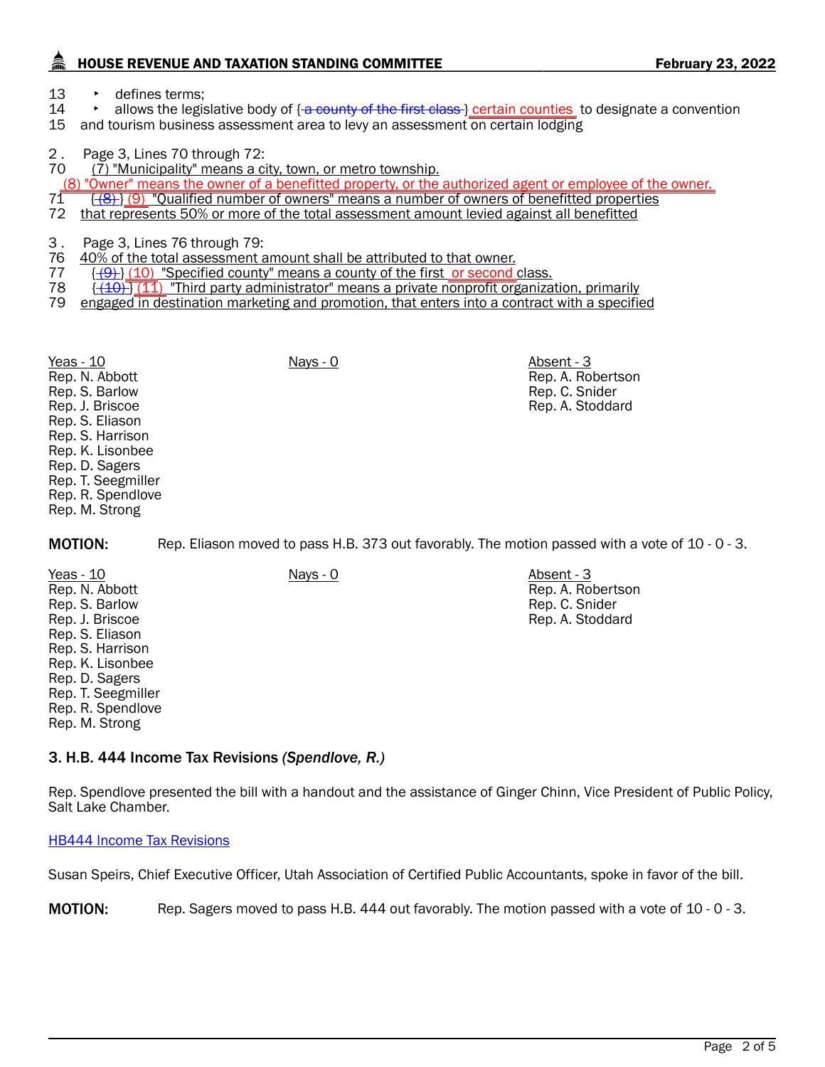13 ‣ defines terms;
14 ‣ allows the legislative body of { a county of the first class } certain counties to designate a convention
15 and tourism business assessment area to levy an assessment on certain lodging

2 . Page 3, Lines 70 through 72:
70 (7) "Municipality" means a city, town, or metro township.
(8) "Owner" means the owner of a benefitted property, or the authorized agent or employee of the owner.
71 { (8) } (9) "Qualified number of owners" means a number of owners of benefitted properties
72 that represents 50% or more of the total assessment amount levied against all benefitted

3 . Page 3, Lines 76 through 79:
76 40% of the total assessment amount shall be attributed to that owner.
77 { (9) } (10) "Specified county" means a county of the first or second class.
78 { (10) } (11) "Third party administrator" means a private nonprofit organization, primarily
79 engaged in destination marketing and promotion, that enters into a contract with a specified

| Yeas - 10 | Nays - 0 | Absent - 3 |
|---|---|---|
| Rep. N. Abbott | | Rep. A. Robertson |
| Rep. S. Barlow | | Rep. C. Snider |
| Rep. J. Briscoe | | Rep. A. Stoddard |
| Rep. S. Eliason | | |
| Rep. S. Harrison | | |
| Rep. K. Lisonbee | | |
| Rep. D. Sagers | | |
| Rep. T. Seegmiller | | |
| Rep. R. Spendlove | | |
| Rep. M. Strong | | |

**MOTION:** Rep. Eliason moved to pass H.B. 373 out favorably. The motion passed with a vote of 10 - 0 - 3.

| Yeas - 10 | Nays - 0 | Absent - 3 |
|---|---|---|
| Rep. N. Abbott | | Rep. A. Robertson |
| Rep. S. Barlow | | Rep. C. Snider |
| Rep. J. Briscoe | | Rep. A. Stoddard |
| Rep. S. Eliason | | |
| Rep. S. Harrison | | |
| Rep. K. Lisonbee | | |
| Rep. D. Sagers | | |
| Rep. T. Seegmiller | | |
| Rep. R. Spendlove | | |
| Rep. M. Strong | | |

### 3. H.B. 444 Income Tax Revisions *(Spendlove, R.)*

Rep. Spendlove presented the bill with a handout and the assistance of Ginger Chinn, Vice President of Public Policy, Salt Lake Chamber.

HB444 Income Tax Revisions

Susan Speirs, Chief Executive Officer, Utah Association of Certified Public Accountants, spoke in favor of the bill.

**MOTION:** Rep. Sagers moved to pass H.B. 444 out favorably. The motion passed with a vote of 10 - 0 - 3.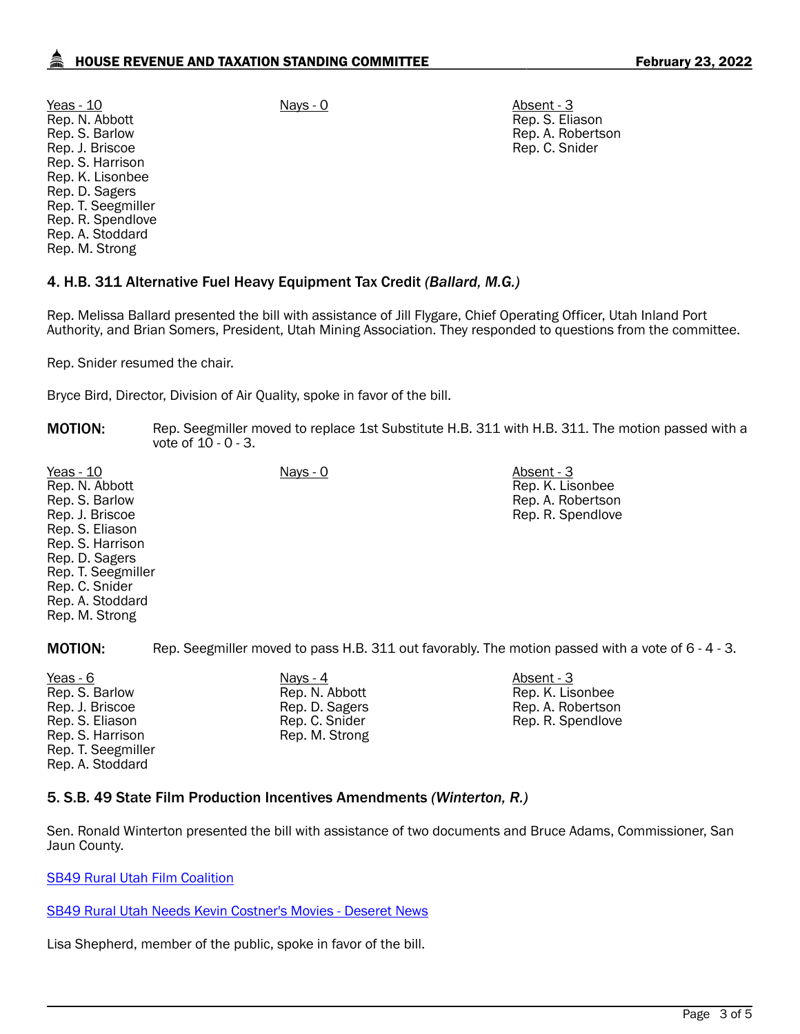| Yeas - 10 | Nays - 0 | Absent - 3 |
| --- | --- | --- |
| Rep. N. Abbott | | Rep. S. Eliason |
| Rep. S. Barlow | | Rep. A. Robertson |
| Rep. J. Briscoe | | Rep. C. Snider |
| Rep. S. Harrison | | |
| Rep. K. Lisonbee | | |
| Rep. D. Sagers | | |
| Rep. T. Seegmiller | | |
| Rep. R. Spendlove | | |
| Rep. A. Stoddard | | |
| Rep. M. Strong | | |

### 4. H.B. 311 Alternative Fuel Heavy Equipment Tax Credit *(Ballard, M.G.)*

Rep. Melissa Ballard presented the bill with assistance of Jill Flygare, Chief Operating Officer, Utah Inland Port Authority, and Brian Somers, President, Utah Mining Association. They responded to questions from the committee.

Rep. Snider resumed the chair.

Bryce Bird, Director, Division of Air Quality, spoke in favor of the bill.

**MOTION:** Rep. Seegmiller moved to replace 1st Substitute H.B. 311 with H.B. 311. The motion passed with a vote of 10 - 0 - 3.

| Yeas - 10 | Nays - 0 | Absent - 3 |
| --- | --- | --- |
| Rep. N. Abbott | | Rep. K. Lisonbee |
| Rep. S. Barlow | | Rep. A. Robertson |
| Rep. J. Briscoe | | Rep. R. Spendlove |
| Rep. S. Eliason | | |
| Rep. S. Harrison | | |
| Rep. D. Sagers | | |
| Rep. T. Seegmiller | | |
| Rep. C. Snider | | |
| Rep. A. Stoddard | | |
| Rep. M. Strong | | |

**MOTION:** Rep. Seegmiller moved to pass H.B. 311 out favorably. The motion passed with a vote of 6 - 4 - 3.

| Yeas - 6 | Nays - 4 | Absent - 3 |
| --- | --- | --- |
| Rep. S. Barlow | Rep. N. Abbott | Rep. K. Lisonbee |
| Rep. J. Briscoe | Rep. D. Sagers | Rep. A. Robertson |
| Rep. S. Eliason | Rep. C. Snider | Rep. R. Spendlove |
| Rep. S. Harrison | Rep. M. Strong | |
| Rep. T. Seegmiller | | |
| Rep. A. Stoddard | | |

### 5. S.B. 49 State Film Production Incentives Amendments *(Winterton, R.)*

Sen. Ronald Winterton presented the bill with assistance of two documents and Bruce Adams, Commissioner, San Jaun County.

SB49 Rural Utah Film Coalition

SB49 Rural Utah Needs Kevin Costner's Movies - Deseret News

Lisa Shepherd, member of the public, spoke in favor of the bill.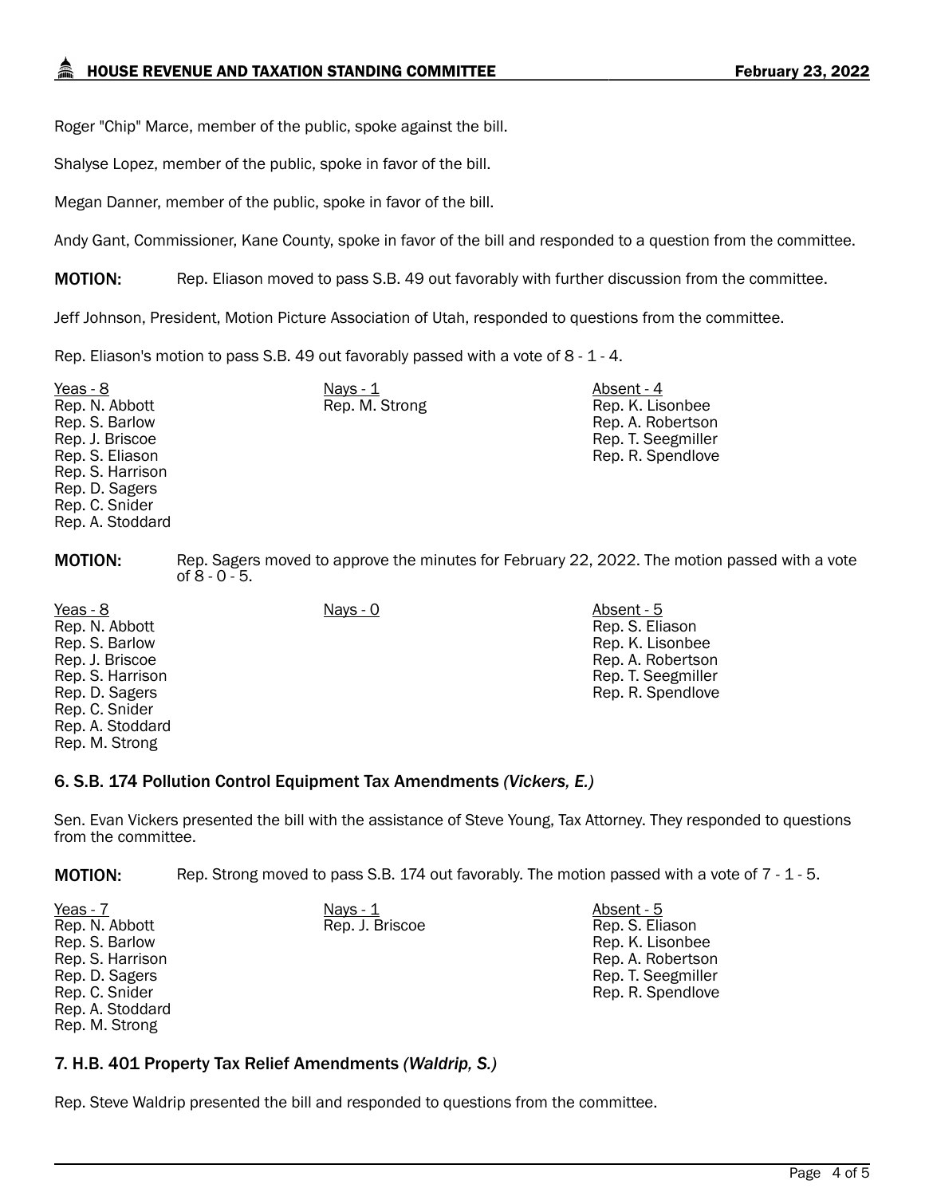Roger "Chip" Marce, member of the public, spoke against the bill.

Shalyse Lopez, member of the public, spoke in favor of the bill.

Megan Danner, member of the public, spoke in favor of the bill.

Andy Gant, Commissioner, Kane County, spoke in favor of the bill and responded to a question from the committee.

**MOTION:** Rep. Eliason moved to pass S.B. 49 out favorably with further discussion from the committee.

Jeff Johnson, President, Motion Picture Association of Utah, responded to questions from the committee.

Rep. Eliason's motion to pass S.B. 49 out favorably passed with a vote of 8 - 1 - 4.

| Yeas - 8 | Nays - 1 | Absent - 4 |
|---|---|---|
| Rep. N. Abbott | Rep. M. Strong | Rep. K. Lisonbee |
| Rep. S. Barlow | | Rep. A. Robertson |
| Rep. J. Briscoe | | Rep. T. Seegmiller |
| Rep. S. Eliason | | Rep. R. Spendlove |
| Rep. S. Harrison | | |
| Rep. D. Sagers | | |
| Rep. C. Snider | | |
| Rep. A. Stoddard | | |

**MOTION:** Rep. Sagers moved to approve the minutes for February 22, 2022. The motion passed with a vote of 8 - 0 - 5.

| Yeas - 8 | Nays - 0 | Absent - 5 |
|---|---|---|
| Rep. N. Abbott | | Rep. S. Eliason |
| Rep. S. Barlow | | Rep. K. Lisonbee |
| Rep. J. Briscoe | | Rep. A. Robertson |
| Rep. S. Harrison | | Rep. T. Seegmiller |
| Rep. D. Sagers | | Rep. R. Spendlove |
| Rep. C. Snider | | |
| Rep. A. Stoddard | | |
| Rep. M. Strong | | |

### 6. S.B. 174 Pollution Control Equipment Tax Amendments *(Vickers, E.)*

Sen. Evan Vickers presented the bill with the assistance of Steve Young, Tax Attorney. They responded to questions from the committee.

**MOTION:** Rep. Strong moved to pass S.B. 174 out favorably. The motion passed with a vote of 7 - 1 - 5.

| Yeas - 7 | Nays - 1 | Absent - 5 |
|---|---|---|
| Rep. N. Abbott | Rep. J. Briscoe | Rep. S. Eliason |
| Rep. S. Barlow | | Rep. K. Lisonbee |
| Rep. S. Harrison | | Rep. A. Robertson |
| Rep. D. Sagers | | Rep. T. Seegmiller |
| Rep. C. Snider | | Rep. R. Spendlove |
| Rep. A. Stoddard | | |
| Rep. M. Strong | | |

### 7. H.B. 401 Property Tax Relief Amendments *(Waldrip, S.)*

Rep. Steve Waldrip presented the bill and responded to questions from the committee.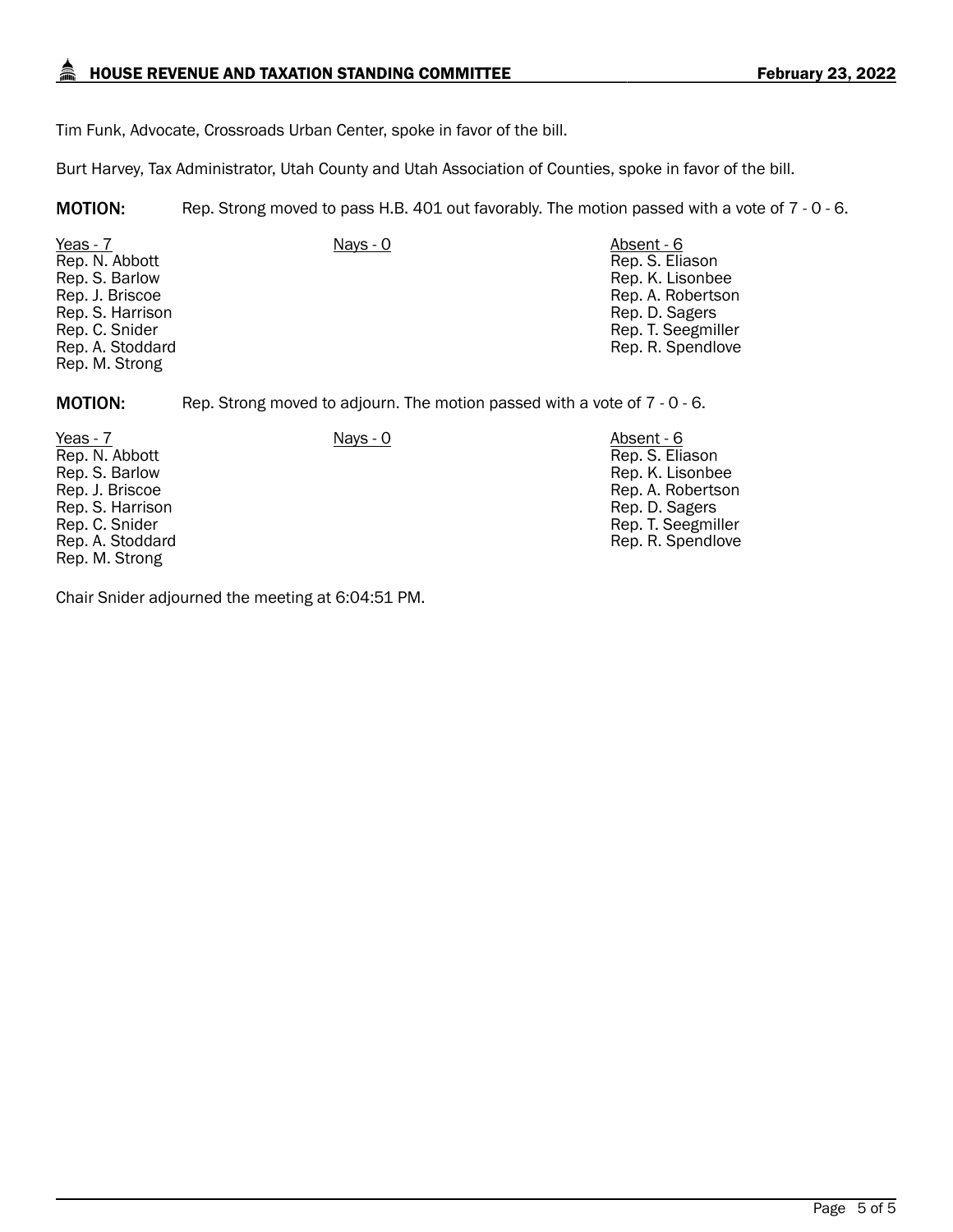Tim Funk, Advocate, Crossroads Urban Center, spoke in favor of the bill.

Burt Harvey, Tax Administrator, Utah County and Utah Association of Counties, spoke in favor of the bill.

**MOTION:** Rep. Strong moved to pass H.B. 401 out favorably. The motion passed with a vote of 7 - 0 - 6.

| Yeas - 7 | Nays - 0 | Absent - 6 |
|---|---|---|
| Rep. N. Abbott | | Rep. S. Eliason |
| Rep. S. Barlow | | Rep. K. Lisonbee |
| Rep. J. Briscoe | | Rep. A. Robertson |
| Rep. S. Harrison | | Rep. D. Sagers |
| Rep. C. Snider | | Rep. T. Seegmiller |
| Rep. A. Stoddard | | Rep. R. Spendlove |
| Rep. M. Strong | | |

**MOTION:** Rep. Strong moved to adjourn. The motion passed with a vote of 7 - 0 - 6.

| Yeas - 7 | Nays - 0 | Absent - 6 |
|---|---|---|
| Rep. N. Abbott | | Rep. S. Eliason |
| Rep. S. Barlow | | Rep. K. Lisonbee |
| Rep. J. Briscoe | | Rep. A. Robertson |
| Rep. S. Harrison | | Rep. D. Sagers |
| Rep. C. Snider | | Rep. T. Seegmiller |
| Rep. A. Stoddard | | Rep. R. Spendlove |
| Rep. M. Strong | | |

Chair Snider adjourned the meeting at 6:04:51 PM.